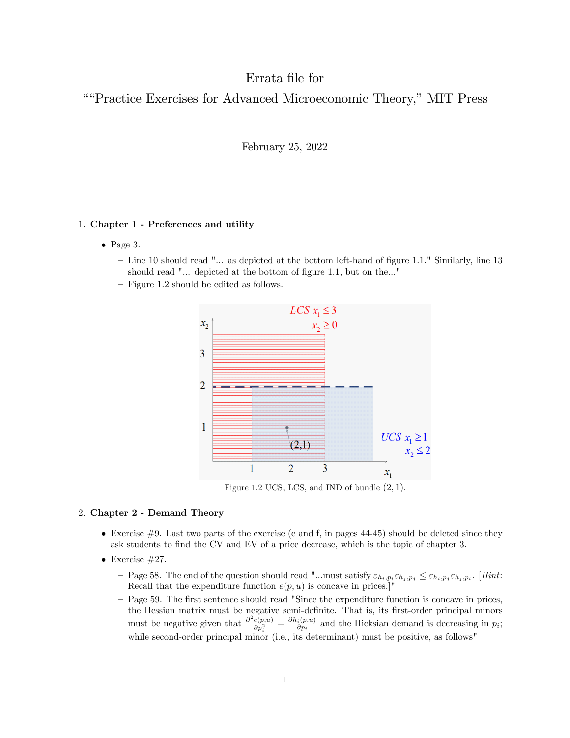# Errata file for

# ““Practice Exercises for Advanced Microeconomic Theory,” MIT Press

February 25, 2022

1. **Chapter 1 - Preferences and utility**

   - Page 3.
     - Line 10 should read "... as depicted at the bottom left-hand of figure 1.1." Similarly, line 13 should read "... depicted at the bottom of figure 1.1, but on the..."
     - Figure 1.2 should be edited as follows.

   Figure 1.2 UCS, LCS, and IND of bundle $(2, 1)$.

2. **Chapter 2 - Demand Theory**

   - Exercise #9. Last two parts of the exercise (e and f, in pages 44-45) should be deleted since they ask students to find the CV and EV of a price decrease, which is the topic of chapter 3.
   - Exercise #27.
     - Page 58. The end of the question should read "...must satisfy $\varepsilon_{h_i,p_i}\varepsilon_{h_j,p_j} \leq \varepsilon_{h_i,p_j}\varepsilon_{h_j,p_i}$. [*Hint*: Recall that the expenditure function $e(p, u)$ is concave in prices.]"
     - Page 59. The first sentence should read "Since the expenditure function is concave in prices, the Hessian matrix must be negative semi-definite. That is, its first-order principal minors must be negative given that $\frac{\partial^2 e(p,u)}{\partial p_i^2} = \frac{\partial h_i(p,u)}{\partial p_i}$ and the Hicksian demand is decreasing in $p_i$; while second-order principal minor (i.e., its determinant) must be positive, as follows"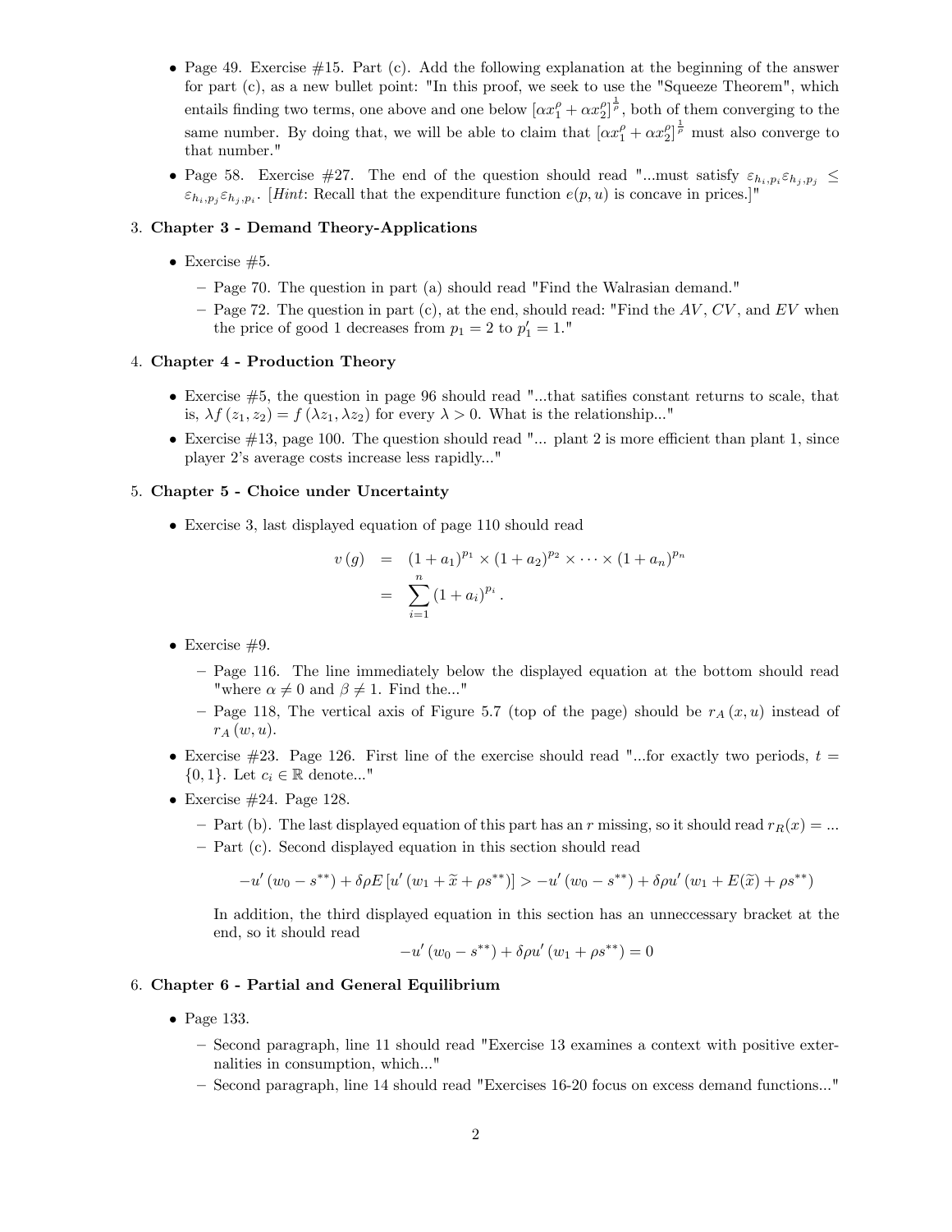- Page 49. Exercise #15. Part (c). Add the following explanation at the beginning of the answer for part (c), as a new bullet point: "In this proof, we seek to use the "Squeeze Theorem", which entails finding two terms, one above and one below $[\alpha x_1^\rho + \alpha x_2^\rho]^{\frac{1}{\rho}}$, both of them converging to the same number. By doing that, we will be able to claim that $[\alpha x_1^\rho + \alpha x_2^\rho]^{\frac{1}{\rho}}$ must also converge to that number."
- Page 58. Exercise #27. The end of the question should read "...must satisfy $\varepsilon_{h_i,p_i}\varepsilon_{h_j,p_j} \leq \varepsilon_{h_i,p_j}\varepsilon_{h_j,p_i}$. [*Hint*: Recall that the expenditure function $e(p,u)$ is concave in prices.]"

3. **Chapter 3 - Demand Theory-Applications**

- Exercise #5.
  - Page 70. The question in part (a) should read "Find the Walrasian demand."
  - Page 72. The question in part (c), at the end, should read: "Find the $AV$, $CV$, and $EV$ when the price of good 1 decreases from $p_1 = 2$ to $p_1' = 1$."

4. **Chapter 4 - Production Theory**

- Exercise #5, the question in page 96 should read "...that satifies constant returns to scale, that is, $\lambda f(z_1, z_2) = f(\lambda z_1, \lambda z_2)$ for every $\lambda > 0$. What is the relationship..."
- Exercise #13, page 100. The question should read "... plant 2 is more efficient than plant 1, since player 2's average costs increase less rapidly..."

5. **Chapter 5 - Choice under Uncertainty**

- Exercise 3, last displayed equation of page 110 should read

$$
\begin{aligned}
v(g) &= (1+a_1)^{p_1} \times (1+a_2)^{p_2} \times \cdots \times (1+a_n)^{p_n} \\
&= \sum_{i=1}^{n} (1+a_i)^{p_i}.
\end{aligned}
$$

- Exercise #9.
  - Page 116. The line immediately below the displayed equation at the bottom should read "where $\alpha \neq 0$ and $\beta \neq 1$. Find the..."
  - Page 118, The vertical axis of Figure 5.7 (top of the page) should be $r_A(x,u)$ instead of $r_A(w,u)$.
- Exercise #23. Page 126. First line of the exercise should read "...for exactly two periods, $t = \{0,1\}$. Let $c_i \in \mathbb{R}$ denote..."
- Exercise #24. Page 128.
  - Part (b). The last displayed equation of this part has an $r$ missing, so it should read $r_R(x) = ...$
  - Part (c). Second displayed equation in this section should read

$$
-u'(w_0 - s^{**}) + \delta\rho E[u'(w_1 + \widetilde{x} + \rho s^{**})] > -u'(w_0 - s^{**}) + \delta\rho u'(w_1 + E(\widetilde{x}) + \rho s^{**})
$$

  In addition, the third displayed equation in this section has an unneccessary bracket at the end, so it should read

$$
-u'(w_0 - s^{**}) + \delta\rho u'(w_1 + \rho s^{**}) = 0
$$

6. **Chapter 6 - Partial and General Equilibrium**

- Page 133.
  - Second paragraph, line 11 should read "Exercise 13 examines a context with positive externalities in consumption, which..."
  - Second paragraph, line 14 should read "Exercises 16-20 focus on excess demand functions..."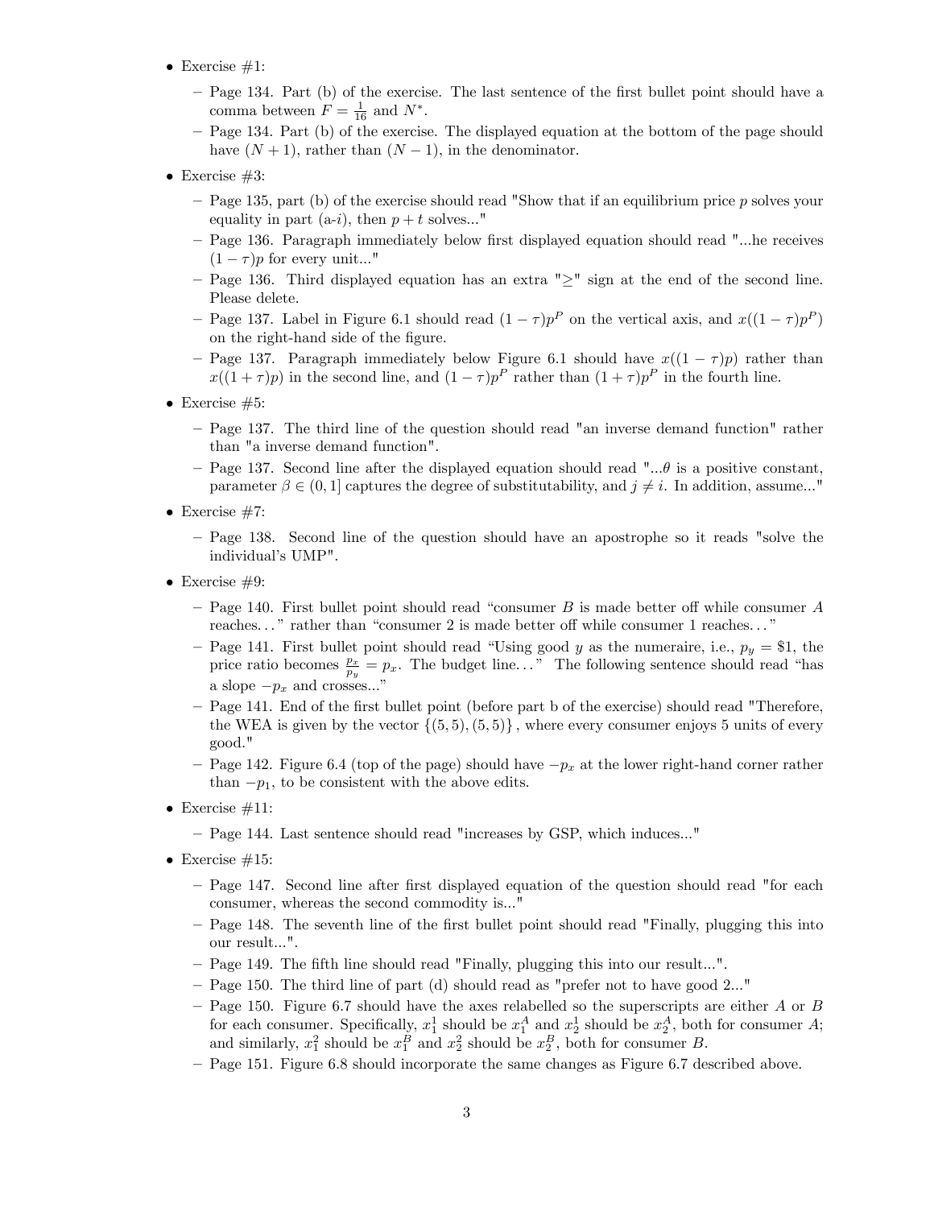- Exercise #1:
  - Page 134. Part (b) of the exercise. The last sentence of the first bullet point should have a comma between $F = \frac{1}{16}$ and $N^*$.
  - Page 134. Part (b) of the exercise. The displayed equation at the bottom of the page should have $(N+1)$, rather than $(N-1)$, in the denominator.
- Exercise #3:
  - Page 135, part (b) of the exercise should read "Show that if an equilibrium price $p$ solves your equality in part (a-$i$), then $p+t$ solves..."
  - Page 136. Paragraph immediately below first displayed equation should read "...he receives $(1-\tau)p$ for every unit..."
  - Page 136. Third displayed equation has an extra "$\geq$" sign at the end of the second line. Please delete.
  - Page 137. Label in Figure 6.1 should read $(1-\tau)p^P$ on the vertical axis, and $x((1-\tau)p^P)$ on the right-hand side of the figure.
  - Page 137. Paragraph immediately below Figure 6.1 should have $x((1-\tau)p)$ rather than $x((1+\tau)p)$ in the second line, and $(1-\tau)p^P$ rather than $(1+\tau)p^P$ in the fourth line.
- Exercise #5:
  - Page 137. The third line of the question should read "an inverse demand function" rather than "a inverse demand function".
  - Page 137. Second line after the displayed equation should read "...$\theta$ is a positive constant, parameter $\beta \in (0,1]$ captures the degree of substitutability, and $j \neq i$. In addition, assume..."
- Exercise #7:
  - Page 138. Second line of the question should have an apostrophe so it reads "solve the individual's UMP".
- Exercise #9:
  - Page 140. First bullet point should read "consumer $B$ is made better off while consumer $A$ reaches..." rather than "consumer 2 is made better off while consumer 1 reaches..."
  - Page 141. First bullet point should read "Using good $y$ as the numeraire, i.e., $p_y = \$1$, the price ratio becomes $\frac{p_x}{p_y} = p_x$. The budget line..." The following sentence should read "has a slope $-p_x$ and crosses..."
  - Page 141. End of the first bullet point (before part b of the exercise) should read "Therefore, the WEA is given by the vector $\{(5,5),(5,5)\}$, where every consumer enjoys 5 units of every good."
  - Page 142. Figure 6.4 (top of the page) should have $-p_x$ at the lower right-hand corner rather than $-p_1$, to be consistent with the above edits.
- Exercise #11:
  - Page 144. Last sentence should read "increases by GSP, which induces..."
- Exercise #15:
  - Page 147. Second line after first displayed equation of the question should read "for each consumer, whereas the second commodity is..."
  - Page 148. The seventh line of the first bullet point should read "Finally, plugging this into our result...".
  - Page 149. The fifth line should read "Finally, plugging this into our result...".
  - Page 150. The third line of part (d) should read as "prefer not to have good 2..."
  - Page 150. Figure 6.7 should have the axes relabelled so the superscripts are either $A$ or $B$ for each consumer. Specifically, $x_1^1$ should be $x_1^A$ and $x_2^1$ should be $x_2^A$, both for consumer $A$; and similarly, $x_1^2$ should be $x_1^B$ and $x_2^2$ should be $x_2^B$, both for consumer $B$.
  - Page 151. Figure 6.8 should incorporate the same changes as Figure 6.7 described above.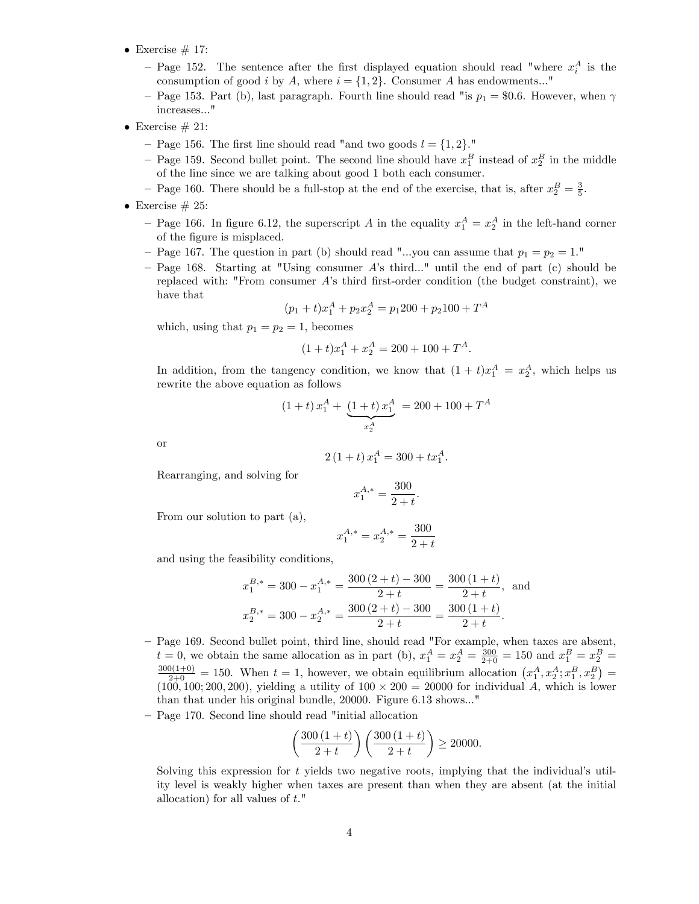- Exercise # 17:
  - Page 152. The sentence after the first displayed equation should read "where $x_i^A$ is the consumption of good $i$ by $A$, where $i = \{1, 2\}$. Consumer $A$ has endowments..."
  - Page 153. Part (b), last paragraph. Fourth line should read "is $p_1 = \$0.6$. However, when $\gamma$ increases..."
- Exercise # 21:
  - Page 156. The first line should read "and two goods $l = \{1, 2\}$."
  - Page 159. Second bullet point. The second line should have $x_1^B$ instead of $x_2^B$ in the middle of the line since we are talking about good 1 both each consumer.
  - Page 160. There should be a full-stop at the end of the exercise, that is, after $x_2^B = \frac{3}{5}$.
- Exercise # 25:
  - Page 166. In figure 6.12, the superscript $A$ in the equality $x_1^A = x_2^A$ in the left-hand corner of the figure is misplaced.
  - Page 167. The question in part (b) should read "...you can assume that $p_1 = p_2 = 1$."
  - Page 168. Starting at "Using consumer $A$'s third..." until the end of part (c) should be replaced with: "From consumer $A$'s third first-order condition (the budget constraint), we have that

    $$(p_1 + t)x_1^A + p_2 x_2^A = p_1 200 + p_2 100 + T^A$$

    which, using that $p_1 = p_2 = 1$, becomes

    $$(1 + t)x_1^A + x_2^A = 200 + 100 + T^A.$$

    In addition, from the tangency condition, we know that $(1 + t)x_1^A = x_2^A$, which helps us rewrite the above equation as follows

    $$(1 + t)\, x_1^A + \underbrace{(1 + t)\, x_1^A}_{x_2^A} = 200 + 100 + T^A$$

    or

    $$2\,(1 + t)\, x_1^A = 300 + t x_1^A.$$

    Rearranging, and solving for

    $$x_1^{A,*} = \frac{300}{2 + t}.$$

    From our solution to part (a),

    $$x_1^{A,*} = x_2^{A,*} = \frac{300}{2 + t}$$

    and using the feasibility conditions,

    $$x_1^{B,*} = 300 - x_1^{A,*} = \frac{300\,(2 + t) - 300}{2 + t} = \frac{300\,(1 + t)}{2 + t}, \text{ and}$$
    $$x_2^{B,*} = 300 - x_2^{A,*} = \frac{300\,(2 + t) - 300}{2 + t} = \frac{300\,(1 + t)}{2 + t}.$$

  - Page 169. Second bullet point, third line, should read "For example, when taxes are absent, $t = 0$, we obtain the same allocation as in part (b), $x_1^A = x_2^A = \frac{300}{2+0} = 150$ and $x_1^B = x_2^B = \frac{300(1+0)}{2+0} = 150$. When $t = 1$, however, we obtain equilibrium allocation $\left(x_1^A, x_2^A; x_1^B, x_2^B\right) = (100, 100; 200, 200)$, yielding a utility of $100 \times 200 = 20000$ for individual $A$, which is lower than that under his original bundle, 20000. Figure 6.13 shows..."
  - Page 170. Second line should read "initial allocation

    $$\left(\frac{300\,(1 + t)}{2 + t}\right)\left(\frac{300\,(1 + t)}{2 + t}\right) \geq 20000.$$

    Solving this expression for $t$ yields two negative roots, implying that the individual's utility level is weakly higher when taxes are present than when they are absent (at the initial allocation) for all values of $t$."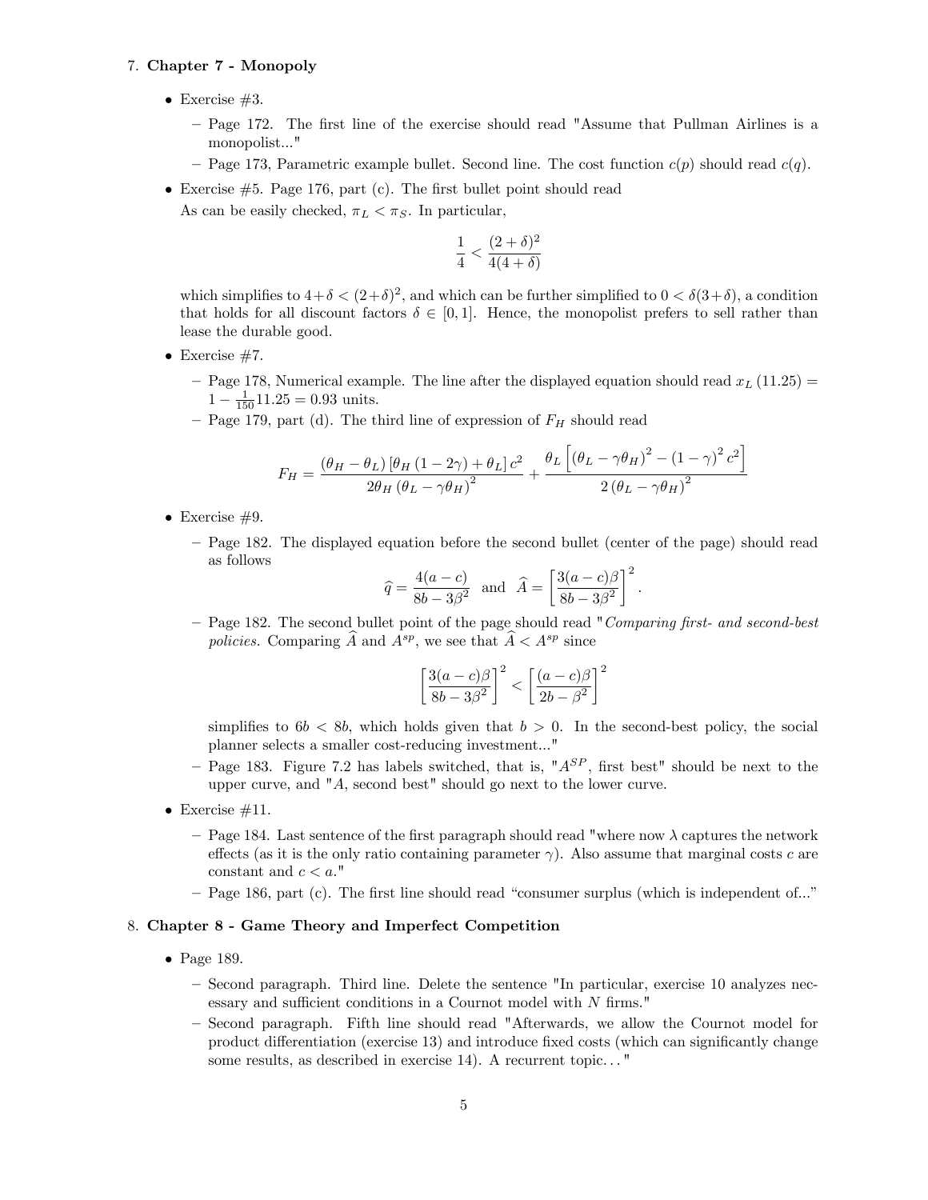7. **Chapter 7 - Monopoly**

- Exercise #3.
  - Page 172. The first line of the exercise should read "Assume that Pullman Airlines is a monopolist..."
  - Page 173, Parametric example bullet. Second line. The cost function $c(p)$ should read $c(q)$.
- Exercise #5. Page 176, part (c). The first bullet point should read

  As can be easily checked, $\pi_L < \pi_S$. In particular,

  $$\frac{1}{4} < \frac{(2+\delta)^2}{4(4+\delta)}$$

  which simplifies to $4+\delta < (2+\delta)^2$, and which can be further simplified to $0 < \delta(3+\delta)$, a condition that holds for all discount factors $\delta \in [0,1]$. Hence, the monopolist prefers to sell rather than lease the durable good.
- Exercise #7.
  - Page 178, Numerical example. The line after the displayed equation should read $x_L(11.25) = 1 - \frac{1}{150}11.25 = 0.93$ units.
  - Page 179, part (d). The third line of expression of $F_H$ should read

  $$F_H = \frac{(\theta_H - \theta_L)\left[\theta_H(1-2\gamma) + \theta_L\right]c^2}{2\theta_H(\theta_L - \gamma\theta_H)^2} + \frac{\theta_L\left[(\theta_L - \gamma\theta_H)^2 - (1-\gamma)^2 c^2\right]}{2(\theta_L - \gamma\theta_H)^2}$$

- Exercise #9.
  - Page 182. The displayed equation before the second bullet (center of the page) should read as follows

  $$\widehat{q} = \frac{4(a-c)}{8b - 3\beta^2} \quad \text{and} \quad \widehat{A} = \left[\frac{3(a-c)\beta}{8b - 3\beta^2}\right]^2.$$

  - Page 182. The second bullet point of the page should read "*Comparing first- and second-best policies.* Comparing $\widehat{A}$ and $A^{sp}$, we see that $\widehat{A} < A^{sp}$ since

  $$\left[\frac{3(a-c)\beta}{8b - 3\beta^2}\right]^2 < \left[\frac{(a-c)\beta}{2b - \beta^2}\right]^2$$

  simplifies to $6b < 8b$, which holds given that $b > 0$. In the second-best policy, the social planner selects a smaller cost-reducing investment..."
  - Page 183. Figure 7.2 has labels switched, that is, "$A^{SP}$, first best" should be next to the upper curve, and "$A$, second best" should go next to the lower curve.
- Exercise #11.
  - Page 184. Last sentence of the first paragraph should read "where now $\lambda$ captures the network effects (as it is the only ratio containing parameter $\gamma$). Also assume that marginal costs $c$ are constant and $c < a$."
  - Page 186, part (c). The first line should read "consumer surplus (which is independent of..."

8. **Chapter 8 - Game Theory and Imperfect Competition**

- Page 189.
  - Second paragraph. Third line. Delete the sentence "In particular, exercise 10 analyzes necessary and sufficient conditions in a Cournot model with $N$ firms."
  - Second paragraph. Fifth line should read "Afterwards, we allow the Cournot model for product differentiation (exercise 13) and introduce fixed costs (which can significantly change some results, as described in exercise 14). A recurrent topic. . . "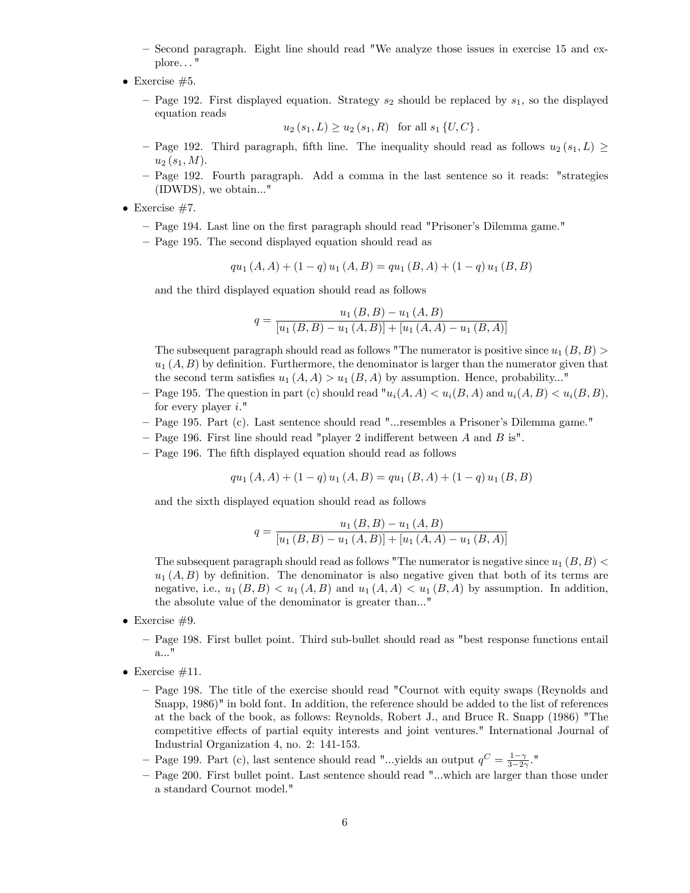- Second paragraph. Eight line should read "We analyze those issues in exercise 15 and explore. . . "

- Exercise #5.
  - Page 192. First displayed equation. Strategy $s_2$ should be replaced by $s_1$, so the displayed equation reads

$$u_2(s_1, L) \geq u_2(s_1, R) \quad \text{for all } s_1 \{U, C\}.$$

  - Page 192. Third paragraph, fifth line. The inequality should read as follows $u_2(s_1, L) \geq u_2(s_1, M)$.
  - Page 192. Fourth paragraph. Add a comma in the last sentence so it reads: "strategies (IDWDS), we obtain..."

- Exercise #7.
  - Page 194. Last line on the first paragraph should read "Prisoner's Dilemma game."
  - Page 195. The second displayed equation should read as

$$qu_1(A, A) + (1 - q) u_1(A, B) = qu_1(B, A) + (1 - q) u_1(B, B)$$

    and the third displayed equation should read as follows

$$q = \frac{u_1(B, B) - u_1(A, B)}{[u_1(B, B) - u_1(A, B)] + [u_1(A, A) - u_1(B, A)]}$$

    The subsequent paragraph should read as follows "The numerator is positive since $u_1(B, B) > u_1(A, B)$ by definition. Furthermore, the denominator is larger than the numerator given that the second term satisfies $u_1(A, A) > u_1(B, A)$ by assumption. Hence, probability..."
  - Page 195. The question in part (c) should read "$u_i(A, A) < u_i(B, A)$ and $u_i(A, B) < u_i(B, B)$, for every player $i$."
  - Page 195. Part (c). Last sentence should read "...resembles a Prisoner's Dilemma game."
  - Page 196. First line should read "player 2 indifferent between $A$ and $B$ is".
  - Page 196. The fifth displayed equation should read as follows

$$qu_1(A, A) + (1 - q) u_1(A, B) = qu_1(B, A) + (1 - q) u_1(B, B)$$

    and the sixth displayed equation should read as follows

$$q = \frac{u_1(B, B) - u_1(A, B)}{[u_1(B, B) - u_1(A, B)] + [u_1(A, A) - u_1(B, A)]}$$

    The subsequent paragraph should read as follows "The numerator is negative since $u_1(B, B) < u_1(A, B)$ by definition. The denominator is also negative given that both of its terms are negative, i.e., $u_1(B, B) < u_1(A, B)$ and $u_1(A, A) < u_1(B, A)$ by assumption. In addition, the absolute value of the denominator is greater than..."

- Exercise #9.
  - Page 198. First bullet point. Third sub-bullet should read as "best response functions entail a..."

- Exercise #11.
  - Page 198. The title of the exercise should read "Cournot with equity swaps (Reynolds and Snapp, 1986)" in bold font. In addition, the reference should be added to the list of references at the back of the book, as follows: Reynolds, Robert J., and Bruce R. Snapp (1986) "The competitive effects of partial equity interests and joint ventures." International Journal of Industrial Organization 4, no. 2: 141-153.
  - Page 199. Part (c), last sentence should read "...yields an output $q^C = \frac{1-\gamma}{3-2\gamma}$."
  - Page 200. First bullet point. Last sentence should read "...which are larger than those under a standard Cournot model."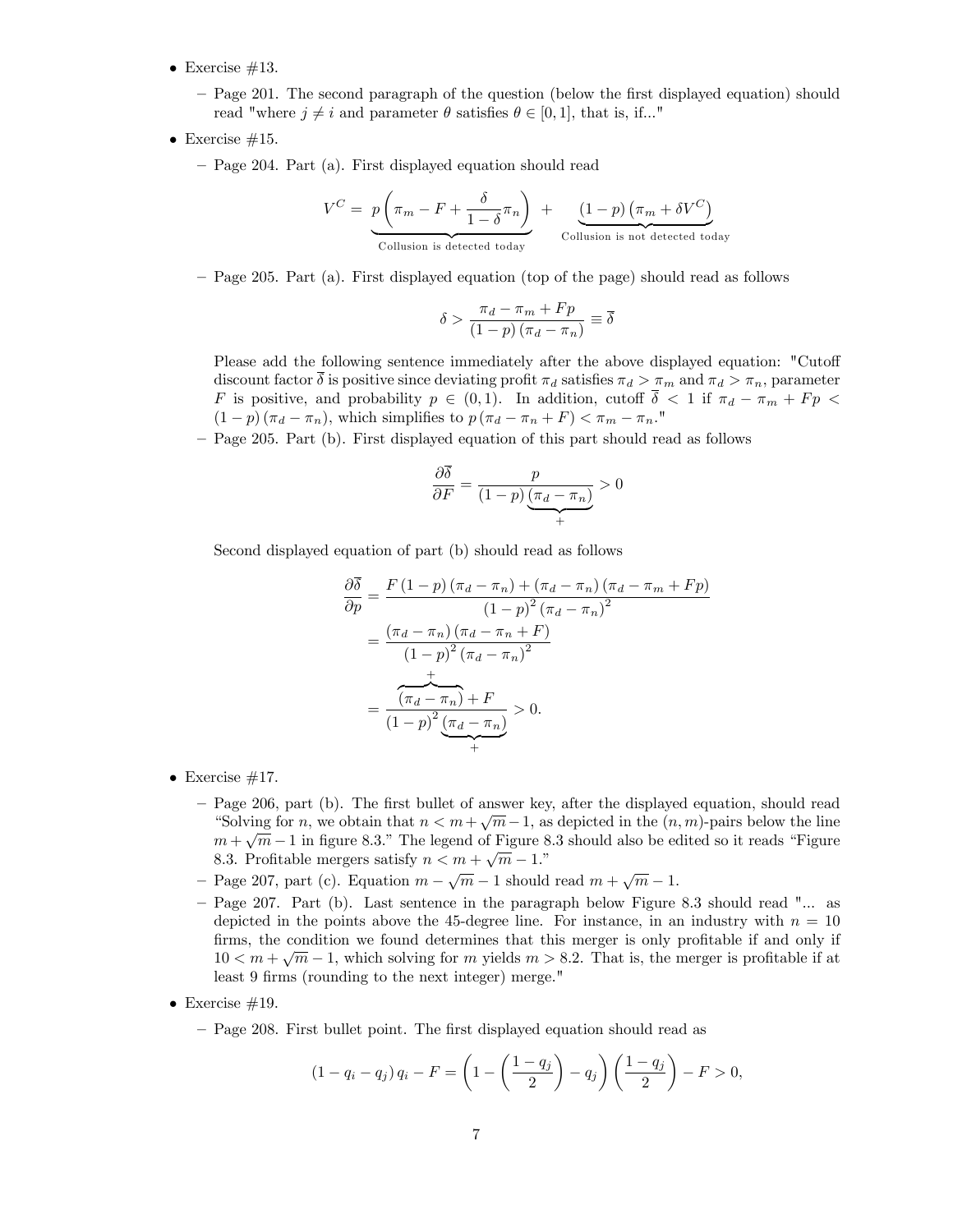- Exercise #13.
  - Page 201. The second paragraph of the question (below the first displayed equation) should read "where $j \neq i$ and parameter $\theta$ satisfies $\theta \in [0, 1]$, that is, if..."
- Exercise #15.
  - Page 204. Part (a). First displayed equation should read

$$V^C = \underbrace{p\left(\pi_m - F + \frac{\delta}{1-\delta}\pi_n\right)}_{\text{Collusion is detected today}} + \underbrace{(1-p)\left(\pi_m + \delta V^C\right)}_{\text{Collusion is not detected today}}$$

  - Page 205. Part (a). First displayed equation (top of the page) should read as follows

$$\delta > \frac{\pi_d - \pi_m + Fp}{(1-p)(\pi_d - \pi_n)} \equiv \overline{\delta}$$

    Please add the following sentence immediately after the above displayed equation: "Cutoff discount factor $\overline{\delta}$ is positive since deviating profit $\pi_d$ satisfies $\pi_d > \pi_m$ and $\pi_d > \pi_n$, parameter $F$ is positive, and probability $p \in (0, 1)$. In addition, cutoff $\overline{\delta} < 1$ if $\pi_d - \pi_m + Fp < (1-p)(\pi_d - \pi_n)$, which simplifies to $p(\pi_d - \pi_n + F) < \pi_m - \pi_n$."

  - Page 205. Part (b). First displayed equation of this part should read as follows

$$\frac{\partial \overline{\delta}}{\partial F} = \frac{p}{(1-p)\underbrace{(\pi_d - \pi_n)}_{+}} > 0$$

    Second displayed equation of part (b) should read as follows

$$\begin{aligned}
\frac{\partial \overline{\delta}}{\partial p} &= \frac{F(1-p)(\pi_d - \pi_n) + (\pi_d - \pi_n)(\pi_d - \pi_m + Fp)}{(1-p)^2 (\pi_d - \pi_n)^2} \\
&= \frac{(\pi_d - \pi_n)(\pi_d - \pi_n + F)}{(1-p)^2 (\pi_d - \pi_n)^2} \\
&= \frac{\overbrace{(\pi_d - \pi_n)}^{+} + F}{(1-p)^2 \underbrace{(\pi_d - \pi_n)}_{+}} > 0.
\end{aligned}$$

- Exercise #17.
  - Page 206, part (b). The first bullet of answer key, after the displayed equation, should read "Solving for $n$, we obtain that $n < m + \sqrt{m} - 1$, as depicted in the $(n, m)$-pairs below the line $m + \sqrt{m} - 1$ in figure 8.3." The legend of Figure 8.3 should also be edited so it reads "Figure 8.3. Profitable mergers satisfy $n < m + \sqrt{m} - 1$."
  - Page 207, part (c). Equation $m - \sqrt{m} - 1$ should read $m + \sqrt{m} - 1$.
  - Page 207. Part (b). Last sentence in the paragraph below Figure 8.3 should read "... as depicted in the points above the 45-degree line. For instance, in an industry with $n = 10$ firms, the condition we found determines that this merger is only profitable if and only if $10 < m + \sqrt{m} - 1$, which solving for $m$ yields $m > 8.2$. That is, the merger is profitable if at least 9 firms (rounding to the next integer) merge."
- Exercise #19.
  - Page 208. First bullet point. The first displayed equation should read as

$$(1 - q_i - q_j)\, q_i - F = \left(1 - \left(\frac{1-q_j}{2}\right) - q_j\right)\left(\frac{1-q_j}{2}\right) - F > 0,$$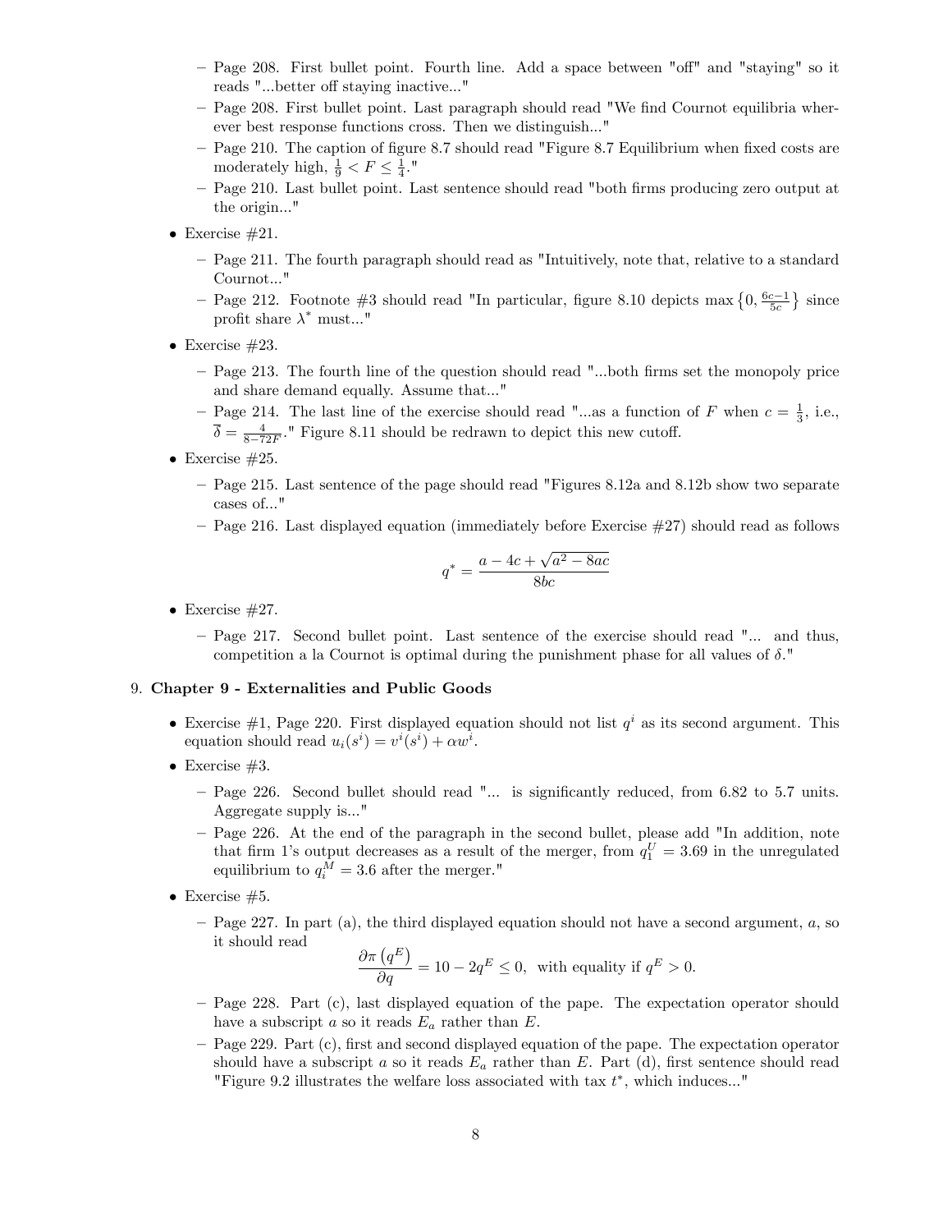- Page 208. First bullet point. Fourth line. Add a space between "off" and "staying" so it reads "...better off staying inactive..."
  - Page 208. First bullet point. Last paragraph should read "We find Cournot equilibria wherever best response functions cross. Then we distinguish..."
  - Page 210. The caption of figure 8.7 should read "Figure 8.7 Equilibrium when fixed costs are moderately high, $\frac{1}{9} < F \leq \frac{1}{4}$."
  - Page 210. Last bullet point. Last sentence should read "both firms producing zero output at the origin..."

- Exercise #21.
  - Page 211. The fourth paragraph should read as "Intuitively, note that, relative to a standard Cournot..."
  - Page 212. Footnote #3 should read "In particular, figure 8.10 depicts $\max\left\{0, \frac{6c-1}{5c}\right\}$ since profit share $\lambda^*$ must..."

- Exercise #23.
  - Page 213. The fourth line of the question should read "...both firms set the monopoly price and share demand equally. Assume that..."
  - Page 214. The last line of the exercise should read "...as a function of $F$ when $c = \frac{1}{3}$, i.e., $\overline{\delta} = \frac{4}{8-72F}$." Figure 8.11 should be redrawn to depict this new cutoff.

- Exercise #25.
  - Page 215. Last sentence of the page should read "Figures 8.12a and 8.12b show two separate cases of..."
  - Page 216. Last displayed equation (immediately before Exercise #27) should read as follows

$$q^* = \frac{a - 4c + \sqrt{a^2 - 8ac}}{8bc}$$

- Exercise #27.
  - Page 217. Second bullet point. Last sentence of the exercise should read "... and thus, competition a la Cournot is optimal during the punishment phase for all values of $\delta$."

9. **Chapter 9 - Externalities and Public Goods**

- Exercise #1, Page 220. First displayed equation should not list $q^i$ as its second argument. This equation should read $u_i(s^i) = v^i(s^i) + \alpha w^i$.
- Exercise #3.
  - Page 226. Second bullet should read "... is significantly reduced, from 6.82 to 5.7 units. Aggregate supply is..."
  - Page 226. At the end of the paragraph in the second bullet, please add "In addition, note that firm 1's output decreases as a result of the merger, from $q_1^U = 3.69$ in the unregulated equilibrium to $q_i^M = 3.6$ after the merger."
- Exercise #5.
  - Page 227. In part (a), the third displayed equation should not have a second argument, $a$, so it should read

$$\frac{\partial \pi\left(q^E\right)}{\partial q} = 10 - 2q^E \leq 0, \text{ with equality if } q^E > 0.$$

  - Page 228. Part (c), last displayed equation of the pape. The expectation operator should have a subscript $a$ so it reads $E_a$ rather than $E$.
  - Page 229. Part (c), first and second displayed equation of the pape. The expectation operator should have a subscript $a$ so it reads $E_a$ rather than $E$. Part (d), first sentence should read "Figure 9.2 illustrates the welfare loss associated with tax $t^*$, which induces..."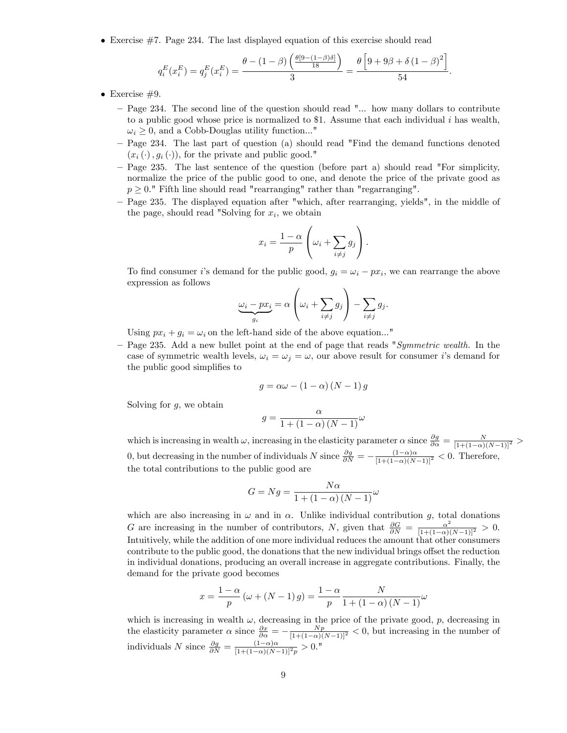- Exercise #7. Page 234. The last displayed equation of this exercise should read

$$q_i^E(x_i^E) = q_j^E(x_i^E) = \frac{\theta - (1-\beta)\left(\frac{\theta[9-(1-\beta)\delta]}{18}\right)}{3} = \frac{\theta\left[9 + 9\beta + \delta(1-\beta)^2\right]}{54}.$$

- Exercise #9.
  - Page 234. The second line of the question should read "... how many dollars to contribute to a public good whose price is normalized to \$1. Assume that each individual $i$ has wealth, $\omega_i \geq 0$, and a Cobb-Douglas utility function..."
  - Page 234. The last part of question (a) should read "Find the demand functions denoted $(x_i(\cdot), g_i(\cdot))$, for the private and public good."
  - Page 235. The last sentence of the question (before part a) should read "For simplicity, normalize the price of the public good to one, and denote the price of the private good as $p \geq 0$." Fifth line should read "rearranging" rather than "regarranging".
  - Page 235. The displayed equation after "which, after rearranging, yields", in the middle of the page, should read "Solving for $x_i$, we obtain

$$x_i = \frac{1-\alpha}{p}\left(\omega_i + \sum_{i \neq j} g_j\right).$$

    To find consumer $i$'s demand for the public good, $g_i = \omega_i - px_i$, we can rearrange the above expression as follows

$$\underbrace{\omega_i - px_i}_{g_i} = \alpha\left(\omega_i + \sum_{i \neq j} g_j\right) - \sum_{i \neq j} g_j.$$

    Using $px_i + g_i = \omega_i$ on the left-hand side of the above equation..."
  - Page 235. Add a new bullet point at the end of page that reads "*Symmetric wealth.* In the case of symmetric wealth levels, $\omega_i = \omega_j = \omega$, our above result for consumer $i$'s demand for the public good simplifies to

$$g = \alpha\omega - (1-\alpha)(N-1)g$$

    Solving for $g$, we obtain

$$g = \frac{\alpha}{1 + (1-\alpha)(N-1)}\omega$$

    which is increasing in wealth $\omega$, increasing in the elasticity parameter $\alpha$ since $\frac{\partial g}{\partial \alpha} = \frac{N}{[1+(1-\alpha)(N-1)]^2} > 0$, but decreasing in the number of individuals $N$ since $\frac{\partial g}{\partial N} = -\frac{(1-\alpha)\alpha}{[1+(1-\alpha)(N-1)]^2} < 0$. Therefore, the total contributions to the public good are

$$G = Ng = \frac{N\alpha}{1 + (1-\alpha)(N-1)}\omega$$

    which are also increasing in $\omega$ and in $\alpha$. Unlike individual contribution $g$, total donations $G$ are increasing in the number of contributors, $N$, given that $\frac{\partial G}{\partial N} = \frac{\alpha^2}{[1+(1-\alpha)(N-1)]^2} > 0$. Intuitively, while the addition of one more individual reduces the amount that other consumers contribute to the public good, the donations that the new individual brings offset the reduction in individual donations, producing an overall increase in aggregate contributions. Finally, the demand for the private good becomes

$$x = \frac{1-\alpha}{p}(\omega + (N-1)g) = \frac{1-\alpha}{p}\frac{N}{1 + (1-\alpha)(N-1)}\omega$$

    which is increasing in wealth $\omega$, decreasing in the price of the private good, $p$, decreasing in the elasticity parameter $\alpha$ since $\frac{\partial x}{\partial \alpha} = -\frac{Np}{[1+(1-\alpha)(N-1)]^2} < 0$, but increasing in the number of individuals $N$ since $\frac{\partial g}{\partial N} = \frac{(1-\alpha)\alpha}{[1+(1-\alpha)(N-1)]^2 p} > 0$."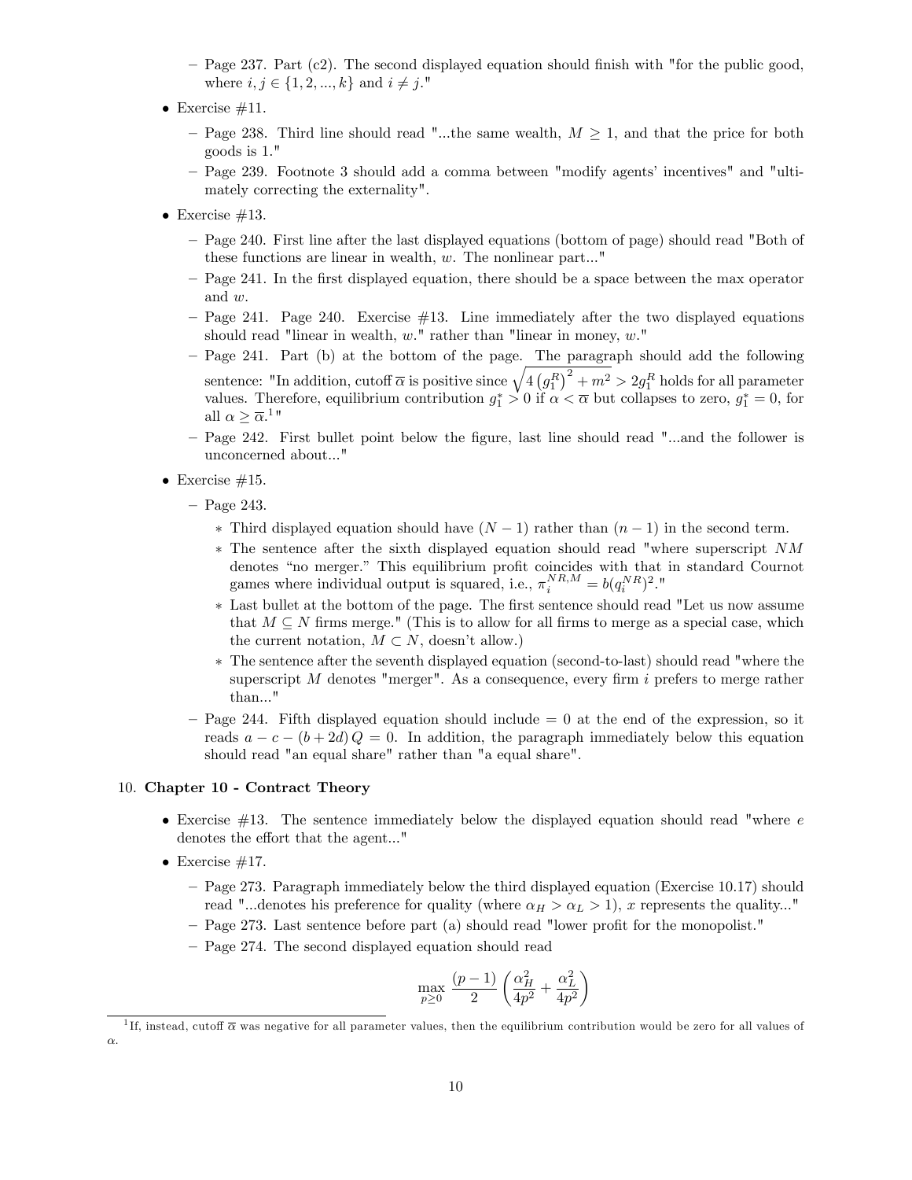- Page 237. Part (c2). The second displayed equation should finish with "for the public good, where $i, j \in \{1, 2, ..., k\}$ and $i \neq j$."

- Exercise #11.
  - Page 238. Third line should read "...the same wealth, $M \geq 1$, and that the price for both goods is 1."
  - Page 239. Footnote 3 should add a comma between "modify agents' incentives" and "ultimately correcting the externality".

- Exercise #13.
  - Page 240. First line after the last displayed equations (bottom of page) should read "Both of these functions are linear in wealth, $w$. The nonlinear part..."
  - Page 241. In the first displayed equation, there should be a space between the max operator and $w$.
  - Page 241. Page 240. Exercise #13. Line immediately after the two displayed equations should read "linear in wealth, $w$." rather than "linear in money, $w$."
  - Page 241. Part (b) at the bottom of the page. The paragraph should add the following sentence: "In addition, cutoff $\overline{\alpha}$ is positive since $\sqrt{4\left(g_1^R\right)^2 + m^2} > 2g_1^R$ holds for all parameter values. Therefore, equilibrium contribution $g_1^* > 0$ if $\alpha < \overline{\alpha}$ but collapses to zero, $g_1^* = 0$, for all $\alpha \geq \overline{\alpha}$.[1]"
  - Page 242. First bullet point below the figure, last line should read "...and the follower is unconcerned about..."

- Exercise #15.
  - Page 243.
    - Third displayed equation should have $(N-1)$ rather than $(n-1)$ in the second term.
    - The sentence after the sixth displayed equation should read "where superscript $NM$ denotes "no merger." This equilibrium profit coincides with that in standard Cournot games where individual output is squared, i.e., $\pi_i^{NR,M} = b(q_i^{NR})^2$."
    - Last bullet at the bottom of the page. The first sentence should read "Let us now assume that $M \subseteq N$ firms merge." (This is to allow for all firms to merge as a special case, which the current notation, $M \subset N$, doesn't allow.)
    - The sentence after the seventh displayed equation (second-to-last) should read "where the superscript $M$ denotes "merger". As a consequence, every firm $i$ prefers to merge rather than..."
  - Page 244. Fifth displayed equation should include $= 0$ at the end of the expression, so it reads $a - c - (b + 2d)\,Q = 0$. In addition, the paragraph immediately below this equation should read "an equal share" rather than "a equal share".

10. **Chapter 10 - Contract Theory**

- Exercise #13. The sentence immediately below the displayed equation should read "where $e$ denotes the effort that the agent..."
- Exercise #17.
  - Page 273. Paragraph immediately below the third displayed equation (Exercise 10.17) should read "...denotes his preference for quality (where $\alpha_H > \alpha_L > 1$), $x$ represents the quality..."
  - Page 273. Last sentence before part (a) should read "lower profit for the monopolist."
  - Page 274. The second displayed equation should read

$$\max_{p \geq 0} \frac{(p-1)}{2}\left(\frac{\alpha_H^2}{4p^2} + \frac{\alpha_L^2}{4p^2}\right)$$

[1] If, instead, cutoff $\overline{\alpha}$ was negative for all parameter values, then the equilibrium contribution would be zero for all values of $\alpha$.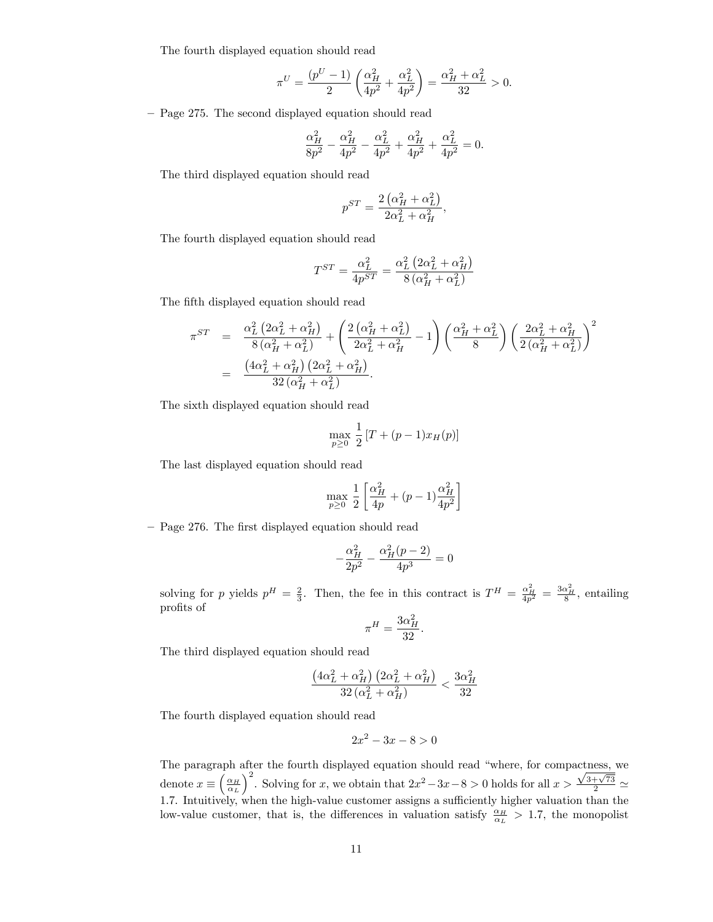The fourth displayed equation should read

$$\pi^U = \frac{(p^U-1)}{2}\left(\frac{\alpha_H^2}{4p^2}+\frac{\alpha_L^2}{4p^2}\right) = \frac{\alpha_H^2+\alpha_L^2}{32} > 0.$$

– Page 275. The second displayed equation should read

$$\frac{\alpha_H^2}{8p^2} - \frac{\alpha_H^2}{4p^2} - \frac{\alpha_L^2}{4p^2} + \frac{\alpha_H^2}{4p^2} + \frac{\alpha_L^2}{4p^2} = 0.$$

The third displayed equation should read

$$p^{ST} = \frac{2\left(\alpha_H^2+\alpha_L^2\right)}{2\alpha_L^2+\alpha_H^2},$$

The fourth displayed equation should read

$$T^{ST} = \frac{\alpha_L^2}{4p^{ST}} = \frac{\alpha_L^2\left(2\alpha_L^2+\alpha_H^2\right)}{8\left(\alpha_H^2+\alpha_L^2\right)}$$

The fifth displayed equation should read

$$\begin{aligned}
\pi^{ST} &= \frac{\alpha_L^2\left(2\alpha_L^2+\alpha_H^2\right)}{8\left(\alpha_H^2+\alpha_L^2\right)} + \left(\frac{2\left(\alpha_H^2+\alpha_L^2\right)}{2\alpha_L^2+\alpha_H^2}-1\right)\left(\frac{\alpha_H^2+\alpha_L^2}{8}\right)\left(\frac{2\alpha_L^2+\alpha_H^2}{2\left(\alpha_H^2+\alpha_L^2\right)}\right)^2 \\
&= \frac{\left(4\alpha_L^2+\alpha_H^2\right)\left(2\alpha_L^2+\alpha_H^2\right)}{32\left(\alpha_H^2+\alpha_L^2\right)}.
\end{aligned}$$

The sixth displayed equation should read

$$\max_{p\geq 0}\ \frac{1}{2}\left[T+(p-1)x_H(p)\right]$$

The last displayed equation should read

$$\max_{p\geq 0}\ \frac{1}{2}\left[\frac{\alpha_H^2}{4p}+(p-1)\frac{\alpha_H^2}{4p^2}\right]$$

– Page 276. The first displayed equation should read

$$-\frac{\alpha_H^2}{2p^2} - \frac{\alpha_H^2(p-2)}{4p^3} = 0$$

solving for $p$ yields $p^H = \frac{2}{3}$. Then, the fee in this contract is $T^H = \frac{\alpha_H^2}{4p^2} = \frac{3\alpha_H^2}{8}$, entailing profits of

$$\pi^H = \frac{3\alpha_H^2}{32}.$$

The third displayed equation should read

$$\frac{\left(4\alpha_L^2+\alpha_H^2\right)\left(2\alpha_L^2+\alpha_H^2\right)}{32\left(\alpha_L^2+\alpha_H^2\right)} < \frac{3\alpha_H^2}{32}$$

The fourth displayed equation should read

$$2x^2-3x-8>0$$

The paragraph after the fourth displayed equation should read "where, for compactness, we denote $x \equiv \left(\frac{\alpha_H}{\alpha_L}\right)^2$. Solving for $x$, we obtain that $2x^2-3x-8>0$ holds for all $x > \frac{\sqrt{3+\sqrt{73}}}{2} \simeq 1.7$. Intuitively, when the high-value customer assigns a sufficiently higher valuation than the low-value customer, that is, the differences in valuation satisfy $\frac{\alpha_H}{\alpha_L} > 1.7$, the monopolist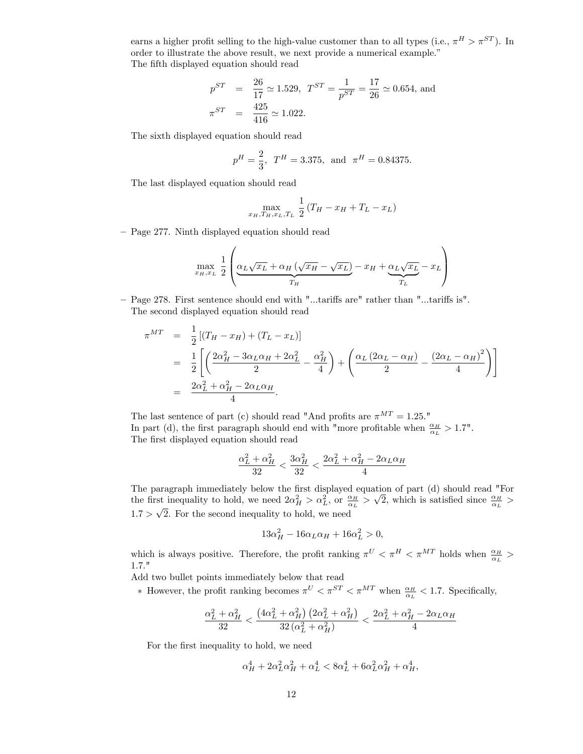earns a higher profit selling to the high-value customer than to all types (i.e., $\pi^H > \pi^{ST}$). In order to illustrate the above result, we next provide a numerical example."
The fifth displayed equation should read

$$
\begin{aligned}
p^{ST} &= \frac{26}{17} \simeq 1.529, \;\; T^{ST} = \frac{1}{p^{ST}} = \frac{17}{26} \simeq 0.654, \text{ and} \\
\pi^{ST} &= \frac{425}{416} \simeq 1.022.
\end{aligned}
$$

The sixth displayed equation should read

$$
p^H = \frac{2}{3}, \;\; T^H = 3.375, \;\; \text{and} \;\; \pi^H = 0.84375.
$$

The last displayed equation should read

$$
\max_{x_H, T_H, x_L, T_L} \; \frac{1}{2}\left(T_H - x_H + T_L - x_L\right)
$$

– Page 277. Ninth displayed equation should read

$$
\max_{x_H, x_L} \; \frac{1}{2}\left( \underbrace{\alpha_L \sqrt{x_L} + \alpha_H\left(\sqrt{x_H} - \sqrt{x_L}\right)}_{T_H} - x_H + \underbrace{\alpha_L \sqrt{x_L}}_{T_L} - x_L \right)
$$

– Page 278. First sentence should end with "...tariffs are" rather than "...tariffs is".
The second displayed equation should read

$$
\begin{aligned}
\pi^{MT} &= \frac{1}{2}\left[(T_H - x_H) + (T_L - x_L)\right] \\
&= \frac{1}{2}\left[\left(\frac{2\alpha_H^2 - 3\alpha_L\alpha_H + 2\alpha_L^2}{2} - \frac{\alpha_H^2}{4}\right) + \left(\frac{\alpha_L\left(2\alpha_L - \alpha_H\right)}{2} - \frac{\left(2\alpha_L - \alpha_H\right)^2}{4}\right)\right] \\
&= \frac{2\alpha_L^2 + \alpha_H^2 - 2\alpha_L\alpha_H}{4}.
\end{aligned}
$$

The last sentence of part (c) should read "And profits are $\pi^{MT} = 1.25$."
In part (d), the first paragraph should end with "more profitable when $\frac{\alpha_H}{\alpha_L} > 1.7$".
The first displayed equation should read

$$
\frac{\alpha_L^2 + \alpha_H^2}{32} < \frac{3\alpha_H^2}{32} < \frac{2\alpha_L^2 + \alpha_H^2 - 2\alpha_L\alpha_H}{4}
$$

The paragraph immediately below the first displayed equation of part (d) should read "For the first inequality to hold, we need $2\alpha_H^2 > \alpha_L^2$, or $\frac{\alpha_H}{\alpha_L} > \sqrt{2}$, which is satisfied since $\frac{\alpha_H}{\alpha_L} > 1.7 > \sqrt{2}$. For the second inequality to hold, we need

$$
13\alpha_H^2 - 16\alpha_L\alpha_H + 16\alpha_L^2 > 0,
$$

which is always positive. Therefore, the profit ranking $\pi^U < \pi^H < \pi^{MT}$ holds when $\frac{\alpha_H}{\alpha_L} > 1.7$."
Add two bullet points immediately below that read

* However, the profit ranking becomes $\pi^U < \pi^{ST} < \pi^{MT}$ when $\frac{\alpha_H}{\alpha_L} < 1.7$. Specifically,

$$
\frac{\alpha_L^2 + \alpha_H^2}{32} < \frac{\left(4\alpha_L^2 + \alpha_H^2\right)\left(2\alpha_L^2 + \alpha_H^2\right)}{32\left(\alpha_L^2 + \alpha_H^2\right)} < \frac{2\alpha_L^2 + \alpha_H^2 - 2\alpha_L\alpha_H}{4}
$$

For the first inequality to hold, we need

$$
\alpha_H^4 + 2\alpha_L^2\alpha_H^2 + \alpha_L^4 < 8\alpha_L^4 + 6\alpha_L^2\alpha_H^2 + \alpha_H^4,
$$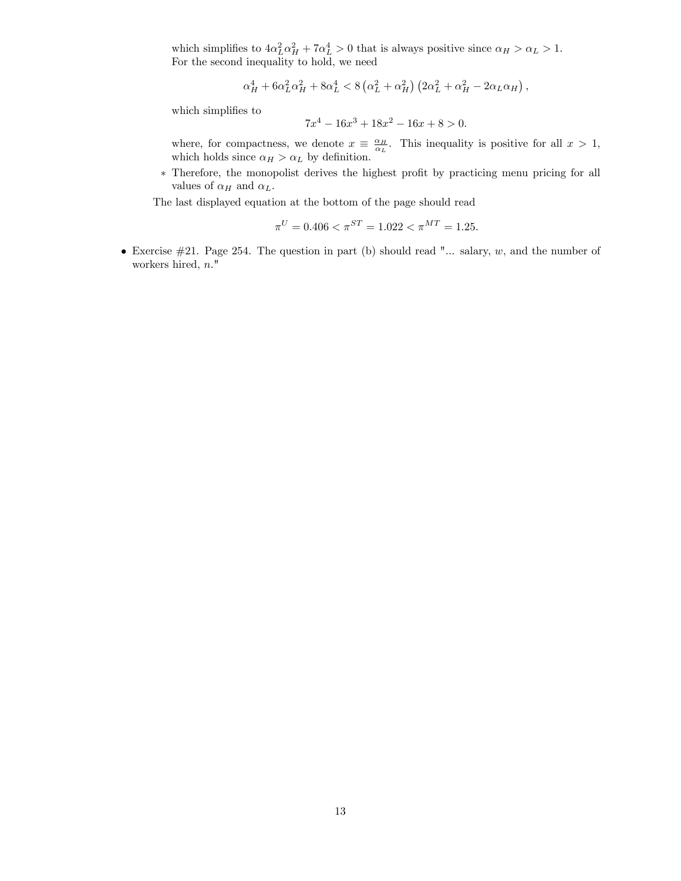which simplifies to $4\alpha_L^2\alpha_H^2 + 7\alpha_L^4 > 0$ that is always positive since $\alpha_H > \alpha_L > 1$.
For the second inequality to hold, we need

$$\alpha_H^4 + 6\alpha_L^2\alpha_H^2 + 8\alpha_L^4 < 8\left(\alpha_L^2 + \alpha_H^2\right)\left(2\alpha_L^2 + \alpha_H^2 - 2\alpha_L\alpha_H\right),$$

which simplifies to

$$7x^4 - 16x^3 + 18x^2 - 16x + 8 > 0.$$

where, for compactness, we denote $x \equiv \frac{\alpha_H}{\alpha_L}$. This inequality is positive for all $x > 1$, which holds since $\alpha_H > \alpha_L$ by definition.

* Therefore, the monopolist derives the highest profit by practicing menu pricing for all values of $\alpha_H$ and $\alpha_L$.

The last displayed equation at the bottom of the page should read

$$\pi^U = 0.406 < \pi^{ST} = 1.022 < \pi^{MT} = 1.25.$$

- Exercise #21. Page 254. The question in part (b) should read "... salary, $w$, and the number of workers hired, $n$."